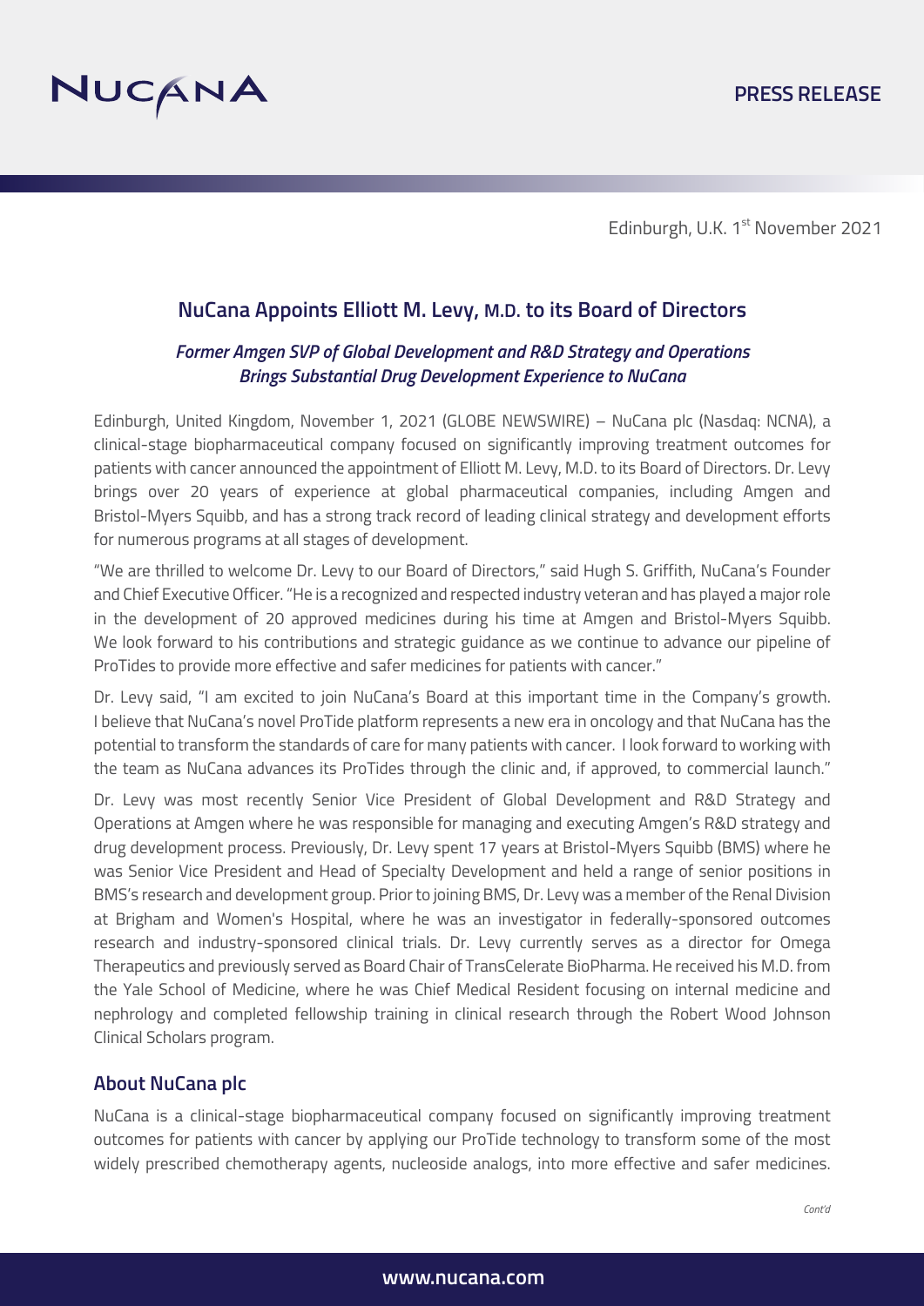PRESS RELEASE

Edinburgh, U.K. 1st November 2021

## NuCana Appoints Elliott M. Levy, M.D. to its Board of Directors

### *Former Amgen SVP of Global Development and R&D Strategy and Operations Brings Substantial Drug Development Experience to NuCana*

Edinburgh, United Kingdom, November 1, 2021 (GLOBE NEWSWIRE) – NuCana plc (Nasdaq: NCNA), a clinical-stage biopharmaceutical company focused on significantly improving treatment outcomes for patients with cancer announced the appointment of Elliott M. Levy, M.D. to its Board of Directors. Dr. Levy brings over 20 years of experience at global pharmaceutical companies, including Amgen and Bristol-Myers Squibb, and has a strong track record of leading clinical strategy and development efforts for numerous programs at all stages of development.

"We are thrilled to welcome Dr. Levy to our Board of Directors," said Hugh S. Griffith, NuCana's Founder and Chief Executive Officer. "He is a recognized and respected industry veteran and has played a major role in the development of 20 approved medicines during his time at Amgen and Bristol-Myers Squibb. We look forward to his contributions and strategic guidance as we continue to advance our pipeline of ProTides to provide more effective and safer medicines for patients with cancer."

Dr. Levy said, "I am excited to join NuCana's Board at this important time in the Company's growth. I believe that NuCana's novel ProTide platform represents a new era in oncology and that NuCana has the potential to transform the standards of care for many patients with cancer. I look forward to working with the team as NuCana advances its ProTides through the clinic and, if approved, to commercial launch."

Dr. Levy was most recently Senior Vice President of Global Development and R&D Strategy and Operations at Amgen where he was responsible for managing and executing Amgen's R&D strategy and drug development process. Previously, Dr. Levy spent 17 years at Bristol-Myers Squibb (BMS) where he was Senior Vice President and Head of Specialty Development and held a range of senior positions in BMS's research and development group. Prior to joining BMS, Dr. Levy was a member of the Renal Division at Brigham and Women's Hospital, where he was an investigator in federally-sponsored outcomes research and industry-sponsored clinical trials. Dr. Levy currently serves as a director for Omega Therapeutics and previously served as Board Chair of TransCelerate BioPharma. He received his M.D. from the Yale School of Medicine, where he was Chief Medical Resident focusing on internal medicine and nephrology and completed fellowship training in clinical research through the Robert Wood Johnson Clinical Scholars program.

## About NuCana plc

NuCana is a clinical-stage biopharmaceutical company focused on significantly improving treatment outcomes for patients with cancer by applying our ProTide technology to transform some of the most widely prescribed chemotherapy agents, nucleoside analogs, into more effective and safer medicines.

*Cont'd*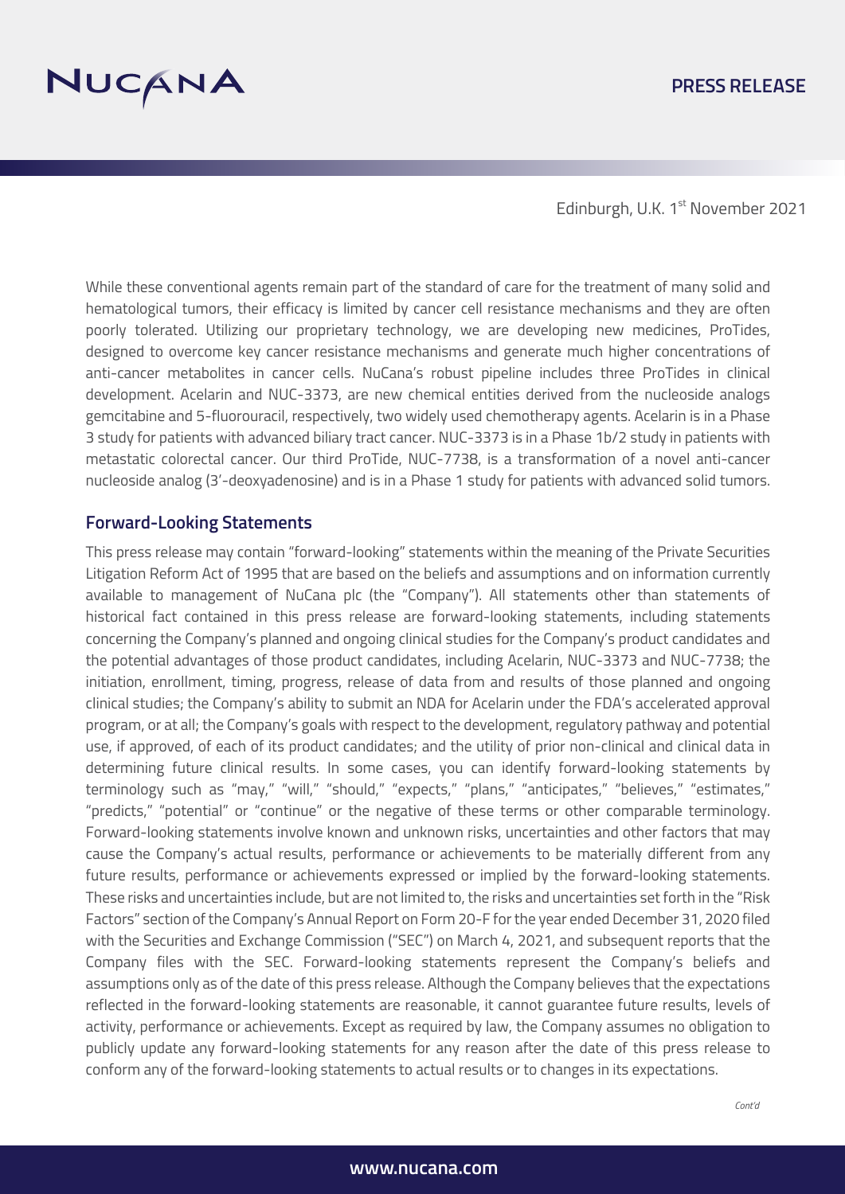Edinburgh, U.K. 1st November 2021

While these conventional agents remain part of the standard of care for the treatment of many solid and hematological tumors, their efficacy is limited by cancer cell resistance mechanisms and they are often poorly tolerated. Utilizing our proprietary technology, we are developing new medicines, ProTides, designed to overcome key cancer resistance mechanisms and generate much higher concentrations of anti-cancer metabolites in cancer cells. NuCana's robust pipeline includes three ProTides in clinical development. Acelarin and NUC-3373, are new chemical entities derived from the nucleoside analogs gemcitabine and 5-fluorouracil, respectively, two widely used chemotherapy agents. Acelarin is in a Phase 3 study for patients with advanced biliary tract cancer. NUC-3373 is in a Phase 1b/2 study in patients with metastatic colorectal cancer. Our third ProTide, NUC-7738, is a transformation of a novel anti-cancer nucleoside analog (3'-deoxyadenosine) and is in a Phase 1 study for patients with advanced solid tumors.

## Forward-Looking Statements

This press release may contain "forward-looking" statements within the meaning of the Private Securities Litigation Reform Act of 1995 that are based on the beliefs and assumptions and on information currently available to management of NuCana plc (the "Company"). All statements other than statements of historical fact contained in this press release are forward-looking statements, including statements concerning the Company's planned and ongoing clinical studies for the Company's product candidates and the potential advantages of those product candidates, including Acelarin, NUC-3373 and NUC-7738; the initiation, enrollment, timing, progress, release of data from and results of those planned and ongoing clinical studies; the Company's ability to submit an NDA for Acelarin under the FDA's accelerated approval program, or at all; the Company's goals with respect to the development, regulatory pathway and potential use, if approved, of each of its product candidates; and the utility of prior non-clinical and clinical data in determining future clinical results. In some cases, you can identify forward-looking statements by terminology such as "may," "will," "should," "expects," "plans," "anticipates," "believes," "estimates," "predicts," "potential" or "continue" or the negative of these terms or other comparable terminology. Forward-looking statements involve known and unknown risks, uncertainties and other factors that may cause the Company's actual results, performance or achievements to be materially different from any future results, performance or achievements expressed or implied by the forward-looking statements. These risks and uncertainties include, but are not limited to, the risks and uncertainties set forth in the "Risk Factors" section of the Company's Annual Report on Form 20-F for the year ended December 31, 2020 filed with the Securities and Exchange Commission ("SEC") on March 4, 2021, and subsequent reports that the Company files with the SEC. Forward-looking statements represent the Company's beliefs and assumptions only as of the date of this press release. Although the Company believes that the expectations reflected in the forward-looking statements are reasonable, it cannot guarantee future results, levels of activity, performance or achievements. Except as required by law, the Company assumes no obligation to publicly update any forward-looking statements for any reason after the date of this press release to conform any of the forward-looking statements to actual results or to changes in its expectations.

*Cont'd*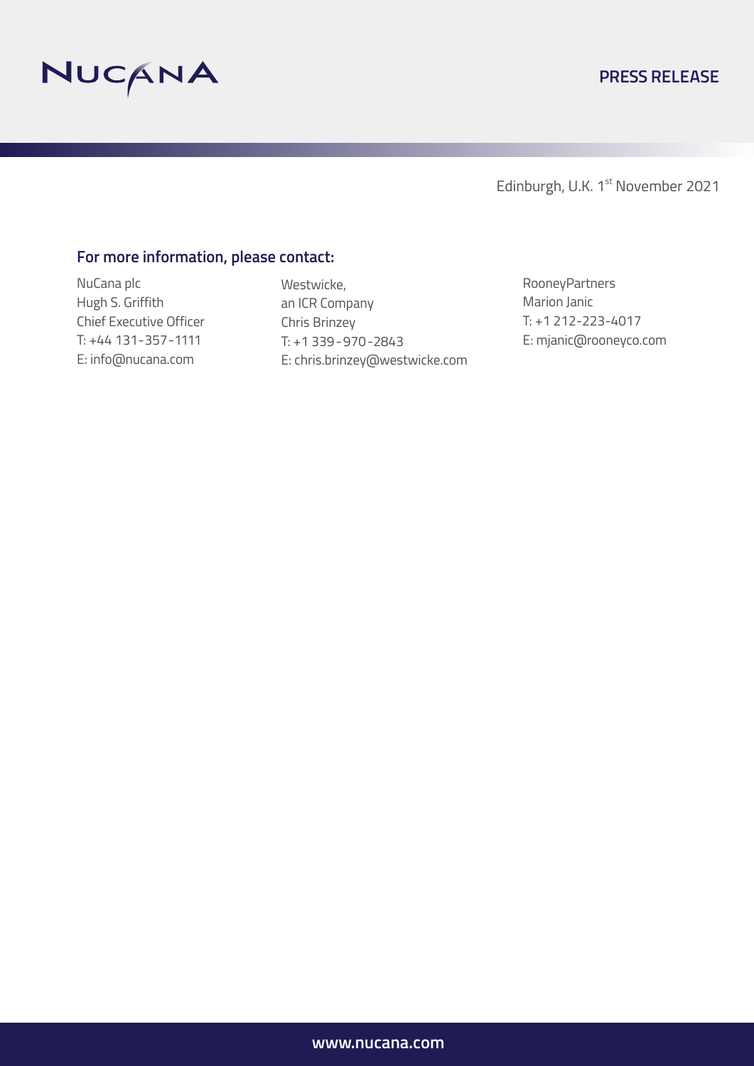Edinburgh, U.K. 1st November 2021

## For more information, please contact:

NuCana plc
Hugh S. Griffith
Chief Executive Officer
T: +44 131-357-1111
E: info@nucana.com

Westwicke,
an ICR Company
Chris Brinzey
T: +1 339-970-2843
E: chris.brinzey@westwicke.com

RooneyPartners
Marion Janic
T: +1 212-223-4017
E: mjanic@rooneyco.com